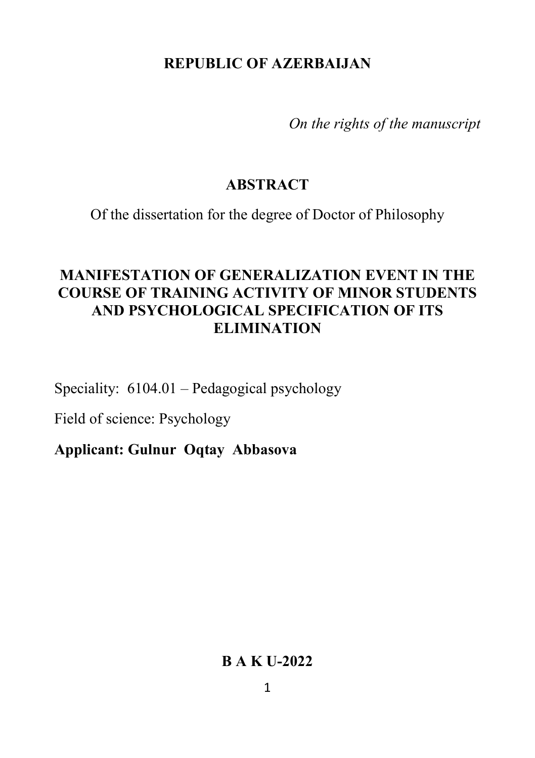**REPUBLIC OF AZERBAIJAN**

*On the rights of the manuscript*

# ABSTRACT

Of the dissertation for the degree of Doctor of Philosophy

## MANIFESTATION OF GENERALIZATION EVENT IN THE COURSE OF TRAINING ACTIVITY OF MINOR STUDENTS AND PSYCHOLOGICAL SPECIFICATION OF ITS ELIMINATION

Speciality: 6104.01 – Pedagogical psychology

Field of science: Psychology

**Applicant: Gulnur Oqtay Abbasova**

**B A K U-2022**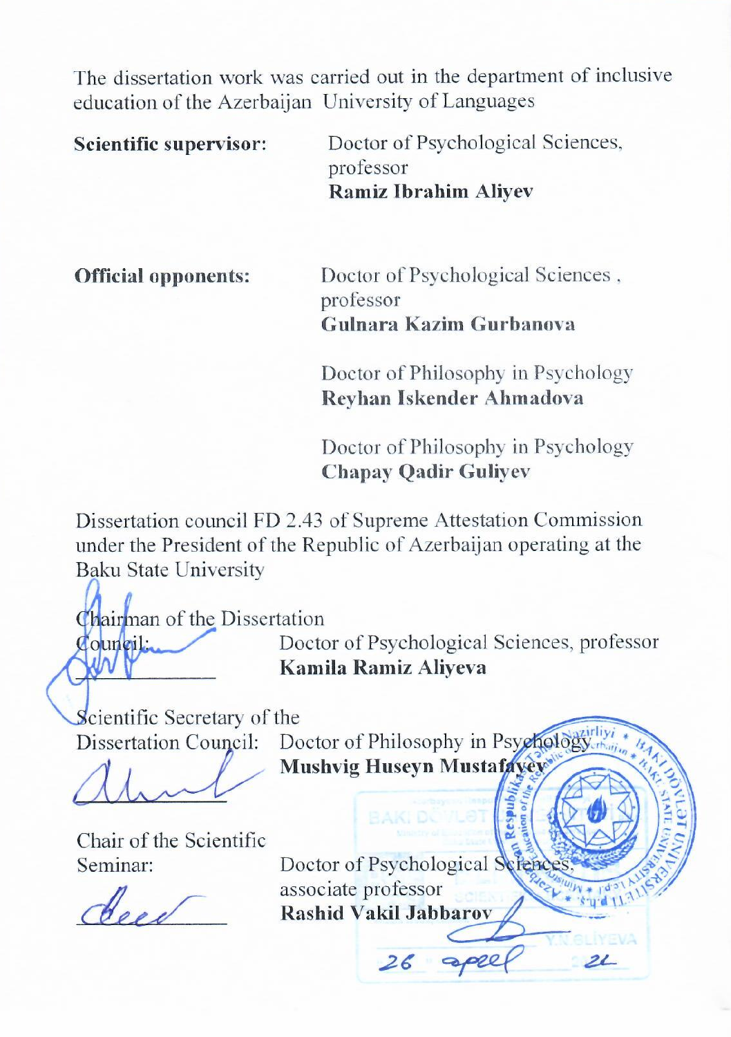The dissertation work was carried out in the department of inclusive education of the Azerbaijan University of Languages

**Scientific supervisor:** Doctor of Psychological Sciences, professor
**Ramiz Ibrahim Aliyev**

**Official opponents:** Doctor of Psychological Sciences, professor
**Gulnara Kazim Gurbanova**

Doctor of Philosophy in Psychology
**Reyhan Iskender Ahmadova**

Doctor of Philosophy in Psychology
**Chapay Qadir Guliyev**

Dissertation council FD 2.43 of Supreme Attestation Commission under the President of the Republic of Azerbaijan operating at the Baku State University

Chairman of the Dissertation Council: Doctor of Psychological Sciences, professor
**Kamila Ramiz Aliyeva**

Scientific Secretary of the Dissertation Council: Doctor of Philosophy in Psychology
**Mushvig Huseyn Mustafayev**

Chair of the Scientific Seminar: Doctor of Psychological Sciences, associate professor
**Rashid Vakil Jabbarov**

26 april 21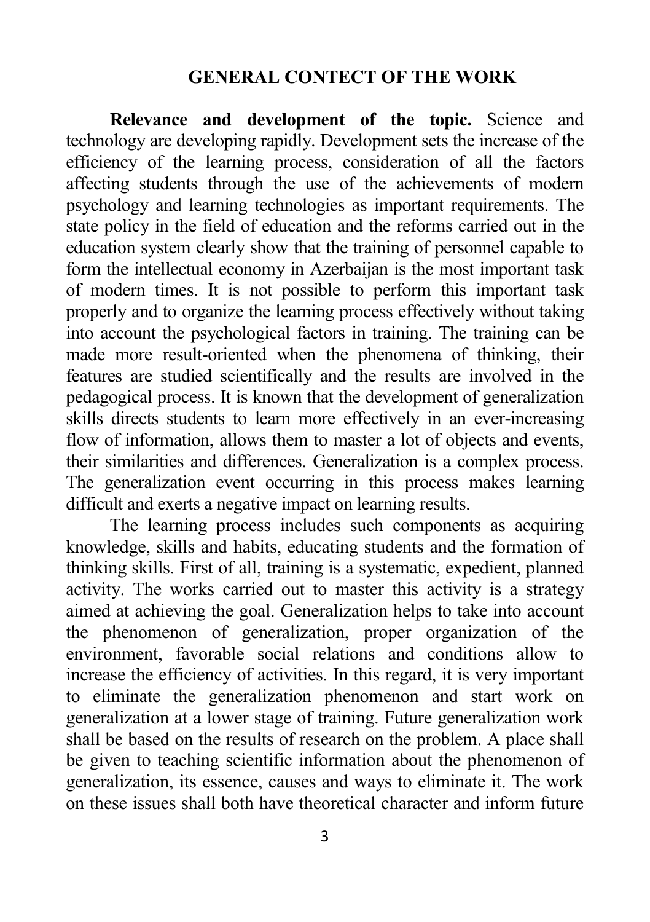## GENERAL CONTECT OF THE WORK

**Relevance and development of the topic.** Science and technology are developing rapidly. Development sets the increase of the efficiency of the learning process, consideration of all the factors affecting students through the use of the achievements of modern psychology and learning technologies as important requirements. The state policy in the field of education and the reforms carried out in the education system clearly show that the training of personnel capable to form the intellectual economy in Azerbaijan is the most important task of modern times. It is not possible to perform this important task properly and to organize the learning process effectively without taking into account the psychological factors in training. The training can be made more result-oriented when the phenomena of thinking, their features are studied scientifically and the results are involved in the pedagogical process. It is known that the development of generalization skills directs students to learn more effectively in an ever-increasing flow of information, allows them to master a lot of objects and events, their similarities and differences. Generalization is a complex process. The generalization event occurring in this process makes learning difficult and exerts a negative impact on learning results.

The learning process includes such components as acquiring knowledge, skills and habits, educating students and the formation of thinking skills. First of all, training is a systematic, expedient, planned activity. The works carried out to master this activity is a strategy aimed at achieving the goal. Generalization helps to take into account the phenomenon of generalization, proper organization of the environment, favorable social relations and conditions allow to increase the efficiency of activities. In this regard, it is very important to eliminate the generalization phenomenon and start work on generalization at a lower stage of training. Future generalization work shall be based on the results of research on the problem. A place shall be given to teaching scientific information about the phenomenon of generalization, its essence, causes and ways to eliminate it. The work on these issues shall both have theoretical character and inform future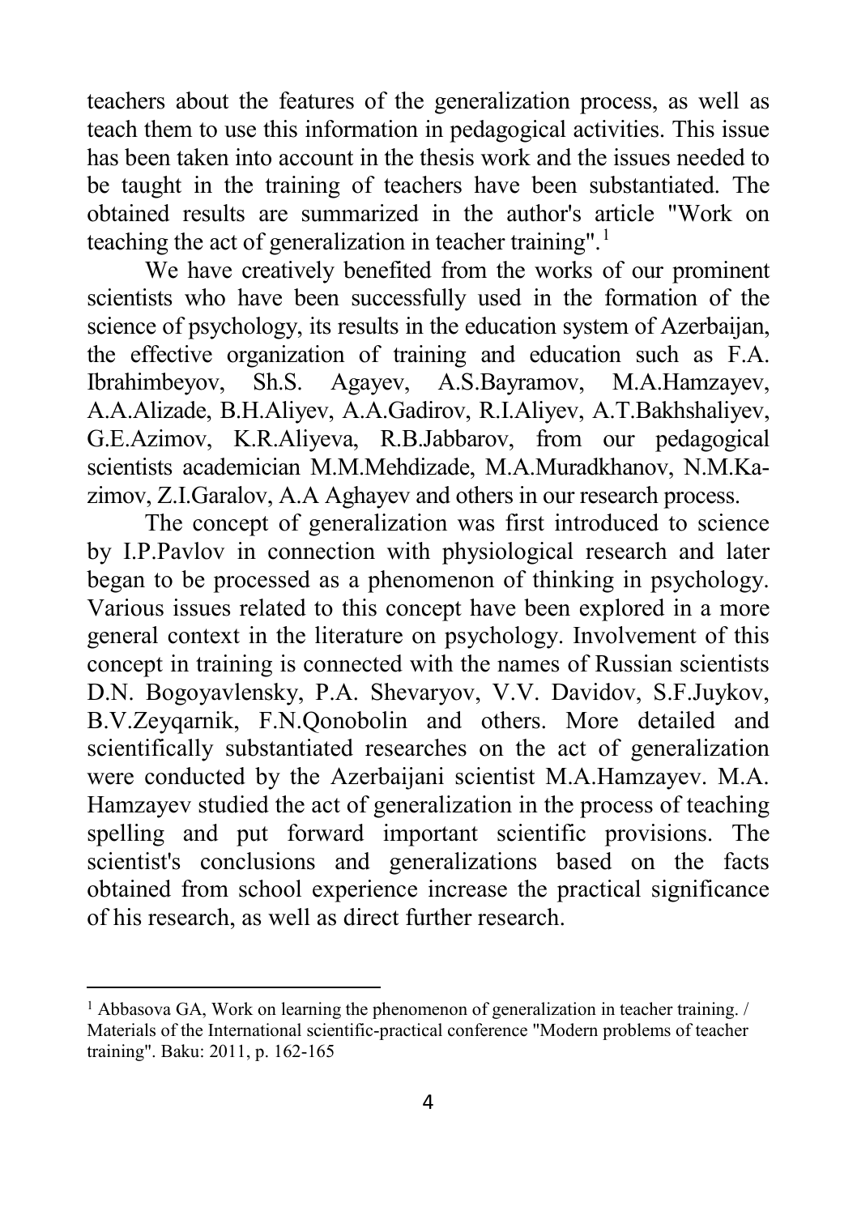teachers about the features of the generalization process, as well as teach them to use this information in pedagogical activities. This issue has been taken into account in the thesis work and the issues needed to be taught in the training of teachers have been substantiated. The obtained results are summarized in the author's article "Work on teaching the act of generalization in teacher training".[1]

We have creatively benefited from the works of our prominent scientists who have been successfully used in the formation of the science of psychology, its results in the education system of Azerbaijan, the effective organization of training and education such as F.A. Ibrahimbeyov, Sh.S. Agayev, A.S.Bayramov, M.A.Hamzayev, A.A.Alizade, B.H.Aliyev, A.A.Gadirov, R.I.Aliyev, A.T.Bakhshaliyev, G.E.Azimov, K.R.Aliyeva, R.B.Jabbarov, from our pedagogical scientists academician M.M.Mehdizade, M.A.Muradkhanov, N.M.Kazimov, Z.I.Garalov, A.A Aghayev and others in our research process.

The concept of generalization was first introduced to science by I.P.Pavlov in connection with physiological research and later began to be processed as a phenomenon of thinking in psychology. Various issues related to this concept have been explored in a more general context in the literature on psychology. Involvement of this concept in training is connected with the names of Russian scientists D.N. Bogoyavlensky, P.A. Shevaryov, V.V. Davidov, S.F.Juykov, B.V.Zeyqarnik, F.N.Qonobolin and others. More detailed and scientifically substantiated researches on the act of generalization were conducted by the Azerbaijani scientist M.A.Hamzayev. M.A. Hamzayev studied the act of generalization in the process of teaching spelling and put forward important scientific provisions. The scientist's conclusions and generalizations based on the facts obtained from school experience increase the practical significance of his research, as well as direct further research.

---

[1] Abbasova GA, Work on learning the phenomenon of generalization in teacher training. / Materials of the International scientific-practical conference "Modern problems of teacher training". Baku: 2011, p. 162-165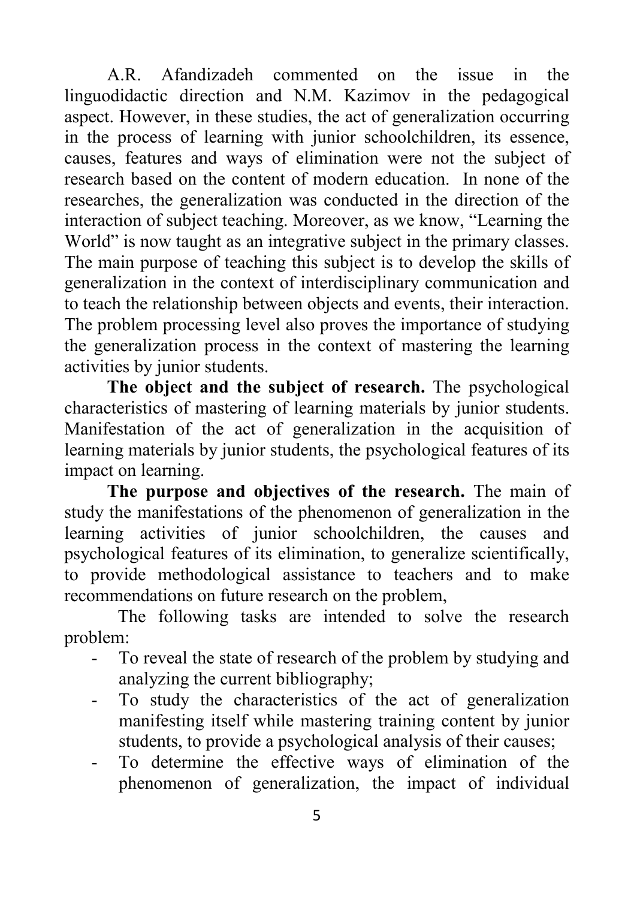A.R. Afandizadeh commented on the issue in the linguodidactic direction and N.M. Kazimov in the pedagogical aspect. However, in these studies, the act of generalization occurring in the process of learning with junior schoolchildren, its essence, causes, features and ways of elimination were not the subject of research based on the content of modern education. In none of the researches, the generalization was conducted in the direction of the interaction of subject teaching. Moreover, as we know, "Learning the World" is now taught as an integrative subject in the primary classes. The main purpose of teaching this subject is to develop the skills of generalization in the context of interdisciplinary communication and to teach the relationship between objects and events, their interaction. The problem processing level also proves the importance of studying the generalization process in the context of mastering the learning activities by junior students.

**The object and the subject of research.** The psychological characteristics of mastering of learning materials by junior students. Manifestation of the act of generalization in the acquisition of learning materials by junior students, the psychological features of its impact on learning.

**The purpose and objectives of the research.** The main of study the manifestations of the phenomenon of generalization in the learning activities of junior schoolchildren, the causes and psychological features of its elimination, to generalize scientifically, to provide methodological assistance to teachers and to make recommendations on future research on the problem,

The following tasks are intended to solve the research problem:

- To reveal the state of research of the problem by studying and analyzing the current bibliography;
- To study the characteristics of the act of generalization manifesting itself while mastering training content by junior students, to provide a psychological analysis of their causes;
- To determine the effective ways of elimination of the phenomenon of generalization, the impact of individual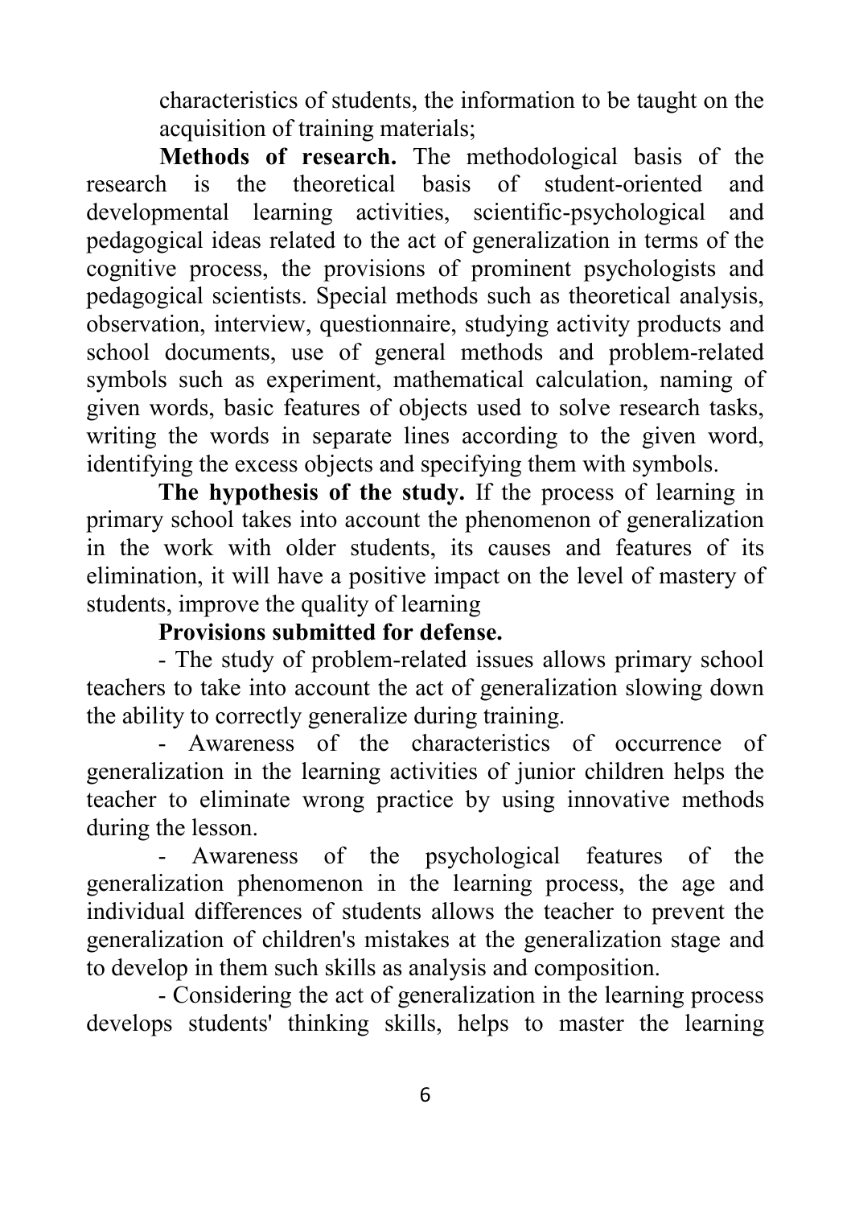characteristics of students, the information to be taught on the acquisition of training materials;

**Methods of research.** The methodological basis of the research is the theoretical basis of student-oriented and developmental learning activities, scientific-psychological and pedagogical ideas related to the act of generalization in terms of the cognitive process, the provisions of prominent psychologists and pedagogical scientists. Special methods such as theoretical analysis, observation, interview, questionnaire, studying activity products and school documents, use of general methods and problem-related symbols such as experiment, mathematical calculation, naming of given words, basic features of objects used to solve research tasks, writing the words in separate lines according to the given word, identifying the excess objects and specifying them with symbols.

**The hypothesis of the study.** If the process of learning in primary school takes into account the phenomenon of generalization in the work with older students, its causes and features of its elimination, it will have a positive impact on the level of mastery of students, improve the quality of learning

**Provisions submitted for defense.**

- The study of problem-related issues allows primary school teachers to take into account the act of generalization slowing down the ability to correctly generalize during training.
- Awareness of the characteristics of occurrence of generalization in the learning activities of junior children helps the teacher to eliminate wrong practice by using innovative methods during the lesson.
- Awareness of the psychological features of the generalization phenomenon in the learning process, the age and individual differences of students allows the teacher to prevent the generalization of children's mistakes at the generalization stage and to develop in them such skills as analysis and composition.
- Considering the act of generalization in the learning process develops students' thinking skills, helps to master the learning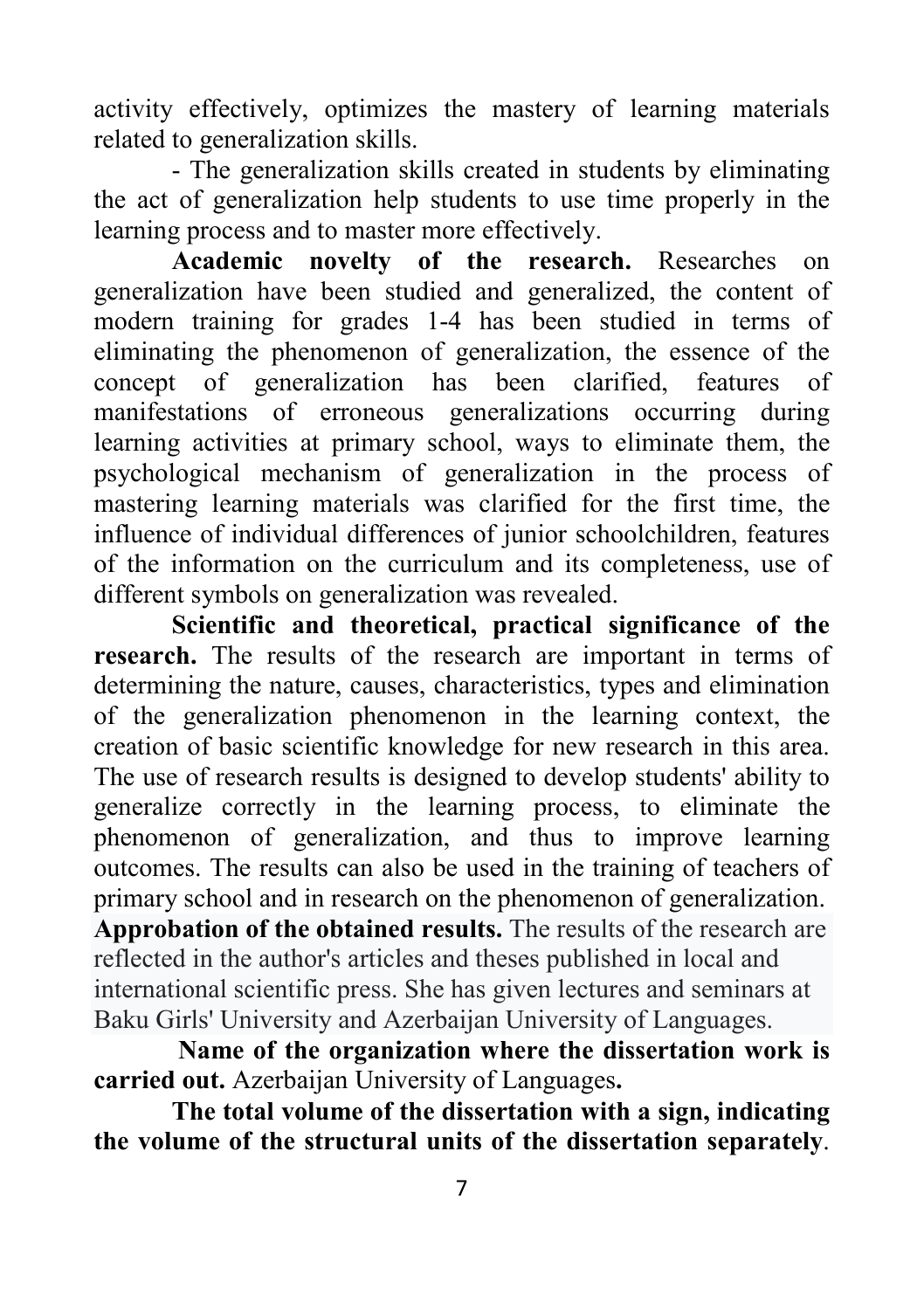activity effectively, optimizes the mastery of learning materials related to generalization skills.

- The generalization skills created in students by eliminating the act of generalization help students to use time properly in the learning process and to master more effectively.

**Academic novelty of the research.** Researches on generalization have been studied and generalized, the content of modern training for grades 1-4 has been studied in terms of eliminating the phenomenon of generalization, the essence of the concept of generalization has been clarified, features of manifestations of erroneous generalizations occurring during learning activities at primary school, ways to eliminate them, the psychological mechanism of generalization in the process of mastering learning materials was clarified for the first time, the influence of individual differences of junior schoolchildren, features of the information on the curriculum and its completeness, use of different symbols on generalization was revealed.

**Scientific and theoretical, practical significance of the research.** The results of the research are important in terms of determining the nature, causes, characteristics, types and elimination of the generalization phenomenon in the learning context, the creation of basic scientific knowledge for new research in this area. The use of research results is designed to develop students' ability to generalize correctly in the learning process, to eliminate the phenomenon of generalization, and thus to improve learning outcomes. The results can also be used in the training of teachers of primary school and in research on the phenomenon of generalization.

**Approbation of the obtained results.** The results of the research are reflected in the author's articles and theses published in local and international scientific press. She has given lectures and seminars at Baku Girls' University and Azerbaijan University of Languages.

**Name of the organization where the dissertation work is carried out.** Azerbaijan University of Languages**.**

**The total volume of the dissertation with a sign, indicating the volume of the structural units of the dissertation separately**.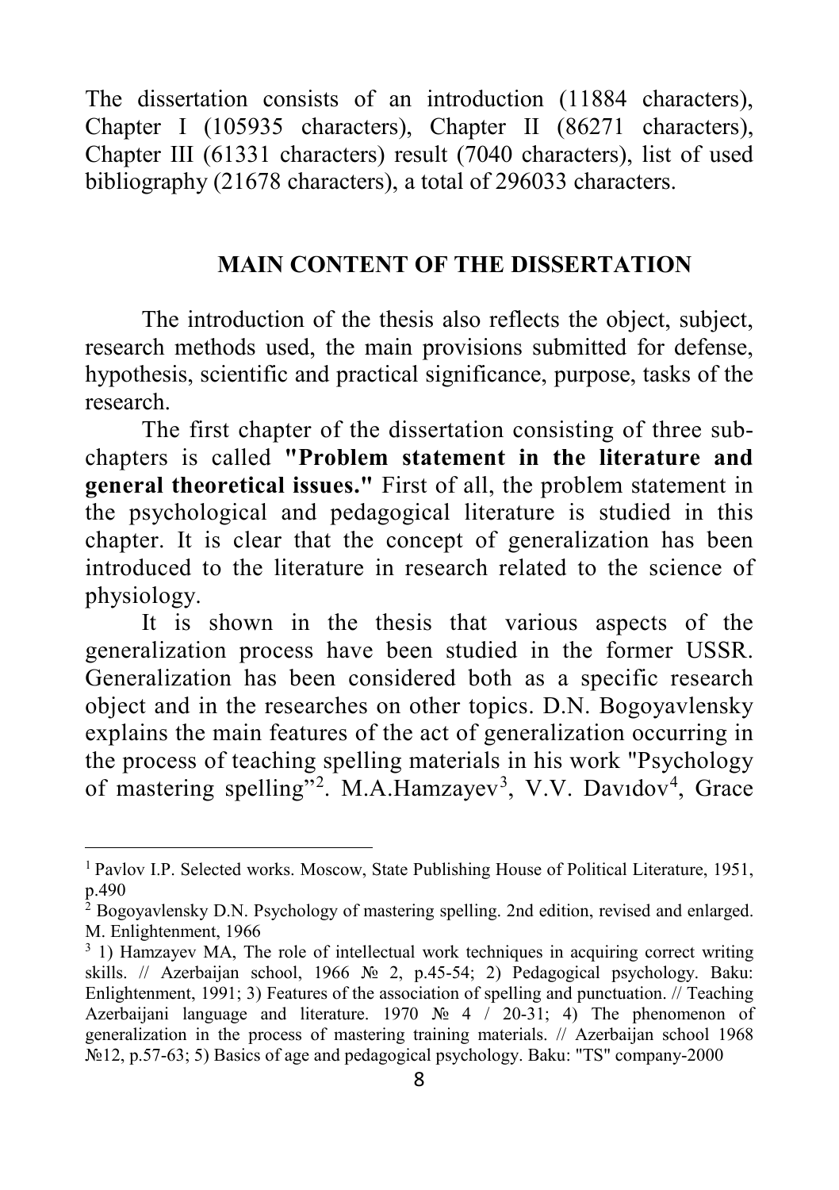The dissertation consists of an introduction (11884 characters), Chapter I (105935 characters), Chapter II (86271 characters), Chapter III (61331 characters) result (7040 characters), list of used bibliography (21678 characters), a total of 296033 characters.

## MAIN CONTENT OF THE DISSERTATION

The introduction of the thesis also reflects the object, subject, research methods used, the main provisions submitted for defense, hypothesis, scientific and practical significance, purpose, tasks of the research.

The first chapter of the dissertation consisting of three sub-chapters is called **"Problem statement in the literature and general theoretical issues."** First of all, the problem statement in the psychological and pedagogical literature is studied in this chapter. It is clear that the concept of generalization has been introduced to the literature in research related to the science of physiology.

It is shown in the thesis that various aspects of the generalization process have been studied in the former USSR. Generalization has been considered both as a specific research object and in the researches on other topics. D.N. Bogoyavlensky explains the main features of the act of generalization occurring in the process of teaching spelling materials in his work "Psychology of mastering spelling"[2]. M.A.Hamzayev[3], V.V. Davıdov[4], Grace

---

[1] Pavlov I.P. Selected works. Moscow, State Publishing House of Political Literature, 1951, p.490

[2] Bogoyavlensky D.N. Psychology of mastering spelling. 2nd edition, revised and enlarged. M. Enlightenment, 1966

[3] 1) Hamzayev MA, The role of intellectual work techniques in acquiring correct writing skills. // Azerbaijan school, 1966 № 2, p.45-54; 2) Pedagogical psychology. Baku: Enlightenment, 1991; 3) Features of the association of spelling and punctuation. // Teaching Azerbaijani language and literature. 1970 № 4 / 20-31; 4) The phenomenon of generalization in the process of mastering training materials. // Azerbaijan school 1968 №12, p.57-63; 5) Basics of age and pedagogical psychology. Baku: "TS" company-2000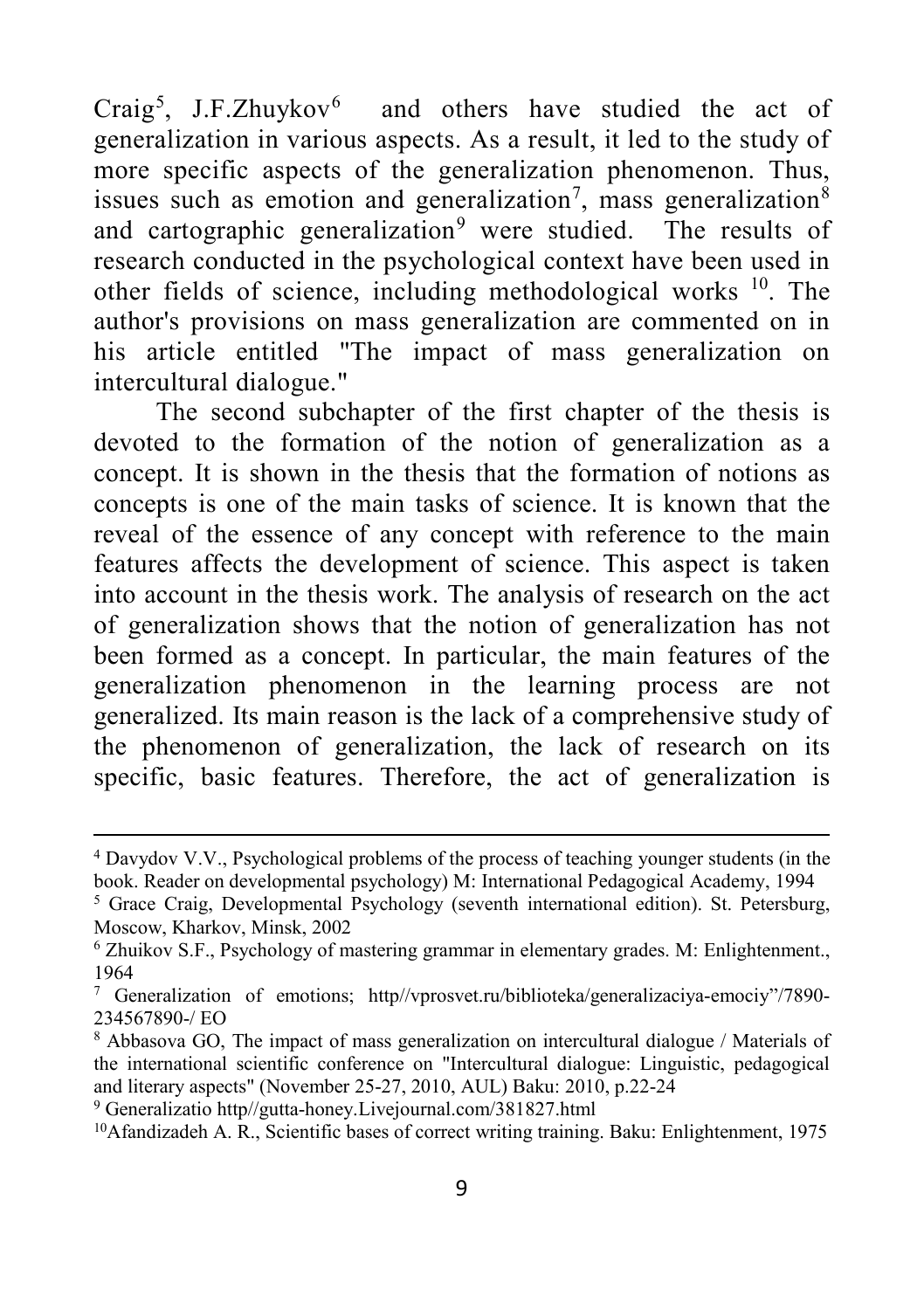Craig[5], J.F.Zhuykov[6] and others have studied the act of generalization in various aspects. As a result, it led to the study of more specific aspects of the generalization phenomenon. Thus, issues such as emotion and generalization[7], mass generalization[8] and cartographic generalization[9] were studied. The results of research conducted in the psychological context have been used in other fields of science, including methodological works [10]. The author's provisions on mass generalization are commented on in his article entitled "The impact of mass generalization on intercultural dialogue."

The second subchapter of the first chapter of the thesis is devoted to the formation of the notion of generalization as a concept. It is shown in the thesis that the formation of notions as concepts is one of the main tasks of science. It is known that the reveal of the essence of any concept with reference to the main features affects the development of science. This aspect is taken into account in the thesis work. The analysis of research on the act of generalization shows that the notion of generalization has not been formed as a concept. In particular, the main features of the generalization phenomenon in the learning process are not generalized. Its main reason is the lack of a comprehensive study of the phenomenon of generalization, the lack of research on its specific, basic features. Therefore, the act of generalization is

---

[4] Davydov V.V., Psychological problems of the process of teaching younger students (in the book. Reader on developmental psychology) M: International Pedagogical Academy, 1994

[5] Grace Craig, Developmental Psychology (seventh international edition). St. Petersburg, Moscow, Kharkov, Minsk, 2002

[6] Zhuikov S.F., Psychology of mastering grammar in elementary grades. M: Enlightenment., 1964

[7] Generalization of emotions; http//vprosvet.ru/biblioteka/generalizaciya-emociy"/7890-234567890-/ EO

[8] Abbasova GO, The impact of mass generalization on intercultural dialogue / Materials of the international scientific conference on "Intercultural dialogue: Linguistic, pedagogical and literary aspects" (November 25-27, 2010, AUL) Baku: 2010, p.22-24

[9] Generalizatio http//gutta-honey.Livejournal.com/381827.html

[10] Afandizadeh A. R., Scientific bases of correct writing training. Baku: Enlightenment, 1975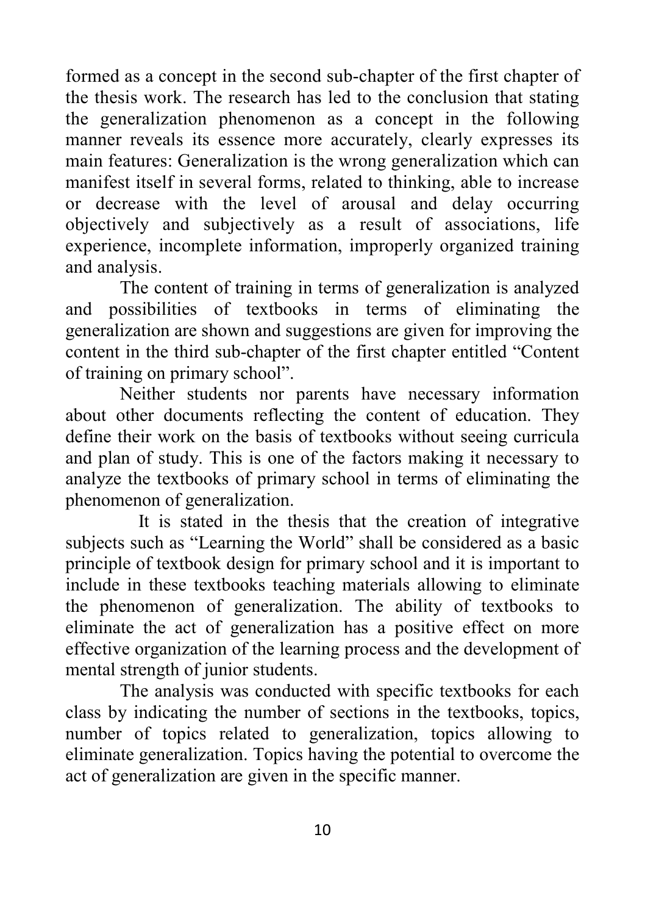formed as a concept in the second sub-chapter of the first chapter of the thesis work. The research has led to the conclusion that stating the generalization phenomenon as a concept in the following manner reveals its essence more accurately, clearly expresses its main features: Generalization is the wrong generalization which can manifest itself in several forms, related to thinking, able to increase or decrease with the level of arousal and delay occurring objectively and subjectively as a result of associations, life experience, incomplete information, improperly organized training and analysis.

The content of training in terms of generalization is analyzed and possibilities of textbooks in terms of eliminating the generalization are shown and suggestions are given for improving the content in the third sub-chapter of the first chapter entitled "Content of training on primary school".

Neither students nor parents have necessary information about other documents reflecting the content of education. They define their work on the basis of textbooks without seeing curricula and plan of study. This is one of the factors making it necessary to analyze the textbooks of primary school in terms of eliminating the phenomenon of generalization.

It is stated in the thesis that the creation of integrative subjects such as "Learning the World" shall be considered as a basic principle of textbook design for primary school and it is important to include in these textbooks teaching materials allowing to eliminate the phenomenon of generalization. The ability of textbooks to eliminate the act of generalization has a positive effect on more effective organization of the learning process and the development of mental strength of junior students.

The analysis was conducted with specific textbooks for each class by indicating the number of sections in the textbooks, topics, number of topics related to generalization, topics allowing to eliminate generalization. Topics having the potential to overcome the act of generalization are given in the specific manner.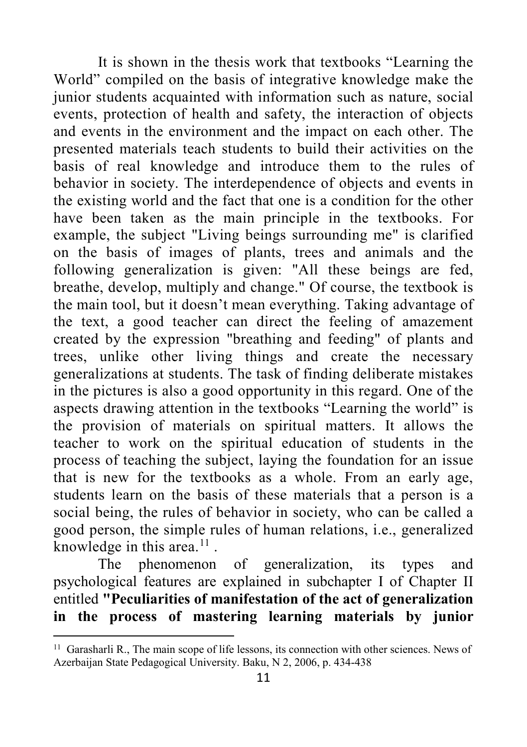It is shown in the thesis work that textbooks “Learning the World” compiled on the basis of integrative knowledge make the junior students acquainted with information such as nature, social events, protection of health and safety, the interaction of objects and events in the environment and the impact on each other. The presented materials teach students to build their activities on the basis of real knowledge and introduce them to the rules of behavior in society. The interdependence of objects and events in the existing world and the fact that one is a condition for the other have been taken as the main principle in the textbooks. For example, the subject "Living beings surrounding me" is clarified on the basis of images of plants, trees and animals and the following generalization is given: "All these beings are fed, breathe, develop, multiply and change." Of course, the textbook is the main tool, but it doesn’t mean everything. Taking advantage of the text, a good teacher can direct the feeling of amazement created by the expression "breathing and feeding" of plants and trees, unlike other living things and create the necessary generalizations at students. The task of finding deliberate mistakes in the pictures is also a good opportunity in this regard. One of the aspects drawing attention in the textbooks “Learning the world” is the provision of materials on spiritual matters. It allows the teacher to work on the spiritual education of students in the process of teaching the subject, laying the foundation for an issue that is new for the textbooks as a whole. From an early age, students learn on the basis of these materials that a person is a social being, the rules of behavior in society, who can be called a good person, the simple rules of human relations, i.e., generalized knowledge in this area.[11] .

The phenomenon of generalization, its types and psychological features are explained in subchapter I of Chapter II entitled **"Peculiarities of manifestation of the act of generalization in the process of mastering learning materials by junior**

---

[11] Garasharli R., The main scope of life lessons, its connection with other sciences. News of Azerbaijan State Pedagogical University. Baku, N 2, 2006, p. 434-438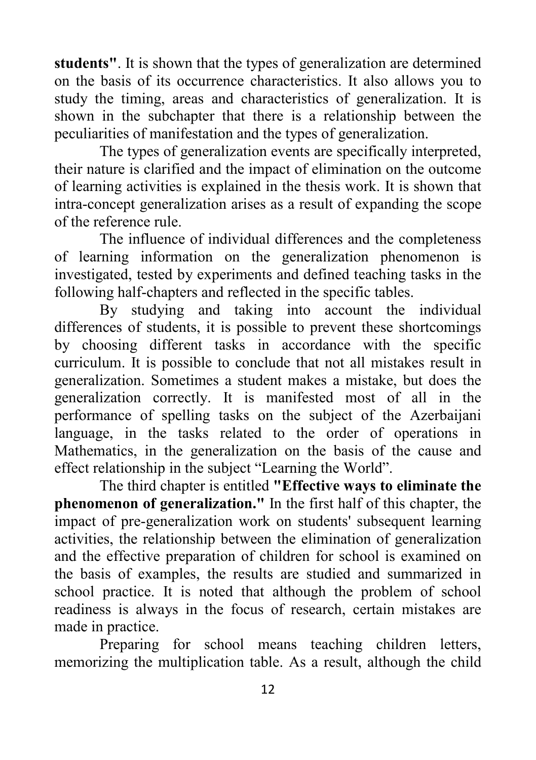**students"**. It is shown that the types of generalization are determined on the basis of its occurrence characteristics. It also allows you to study the timing, areas and characteristics of generalization. It is shown in the subchapter that there is a relationship between the peculiarities of manifestation and the types of generalization.

The types of generalization events are specifically interpreted, their nature is clarified and the impact of elimination on the outcome of learning activities is explained in the thesis work. It is shown that intra-concept generalization arises as a result of expanding the scope of the reference rule.

The influence of individual differences and the completeness of learning information on the generalization phenomenon is investigated, tested by experiments and defined teaching tasks in the following half-chapters and reflected in the specific tables.

By studying and taking into account the individual differences of students, it is possible to prevent these shortcomings by choosing different tasks in accordance with the specific curriculum. It is possible to conclude that not all mistakes result in generalization. Sometimes a student makes a mistake, but does the generalization correctly. It is manifested most of all in the performance of spelling tasks on the subject of the Azerbaijani language, in the tasks related to the order of operations in Mathematics, in the generalization on the basis of the cause and effect relationship in the subject "Learning the World".

The third chapter is entitled **"Effective ways to eliminate the phenomenon of generalization."** In the first half of this chapter, the impact of pre-generalization work on students' subsequent learning activities, the relationship between the elimination of generalization and the effective preparation of children for school is examined on the basis of examples, the results are studied and summarized in school practice. It is noted that although the problem of school readiness is always in the focus of research, certain mistakes are made in practice.

Preparing for school means teaching children letters, memorizing the multiplication table. As a result, although the child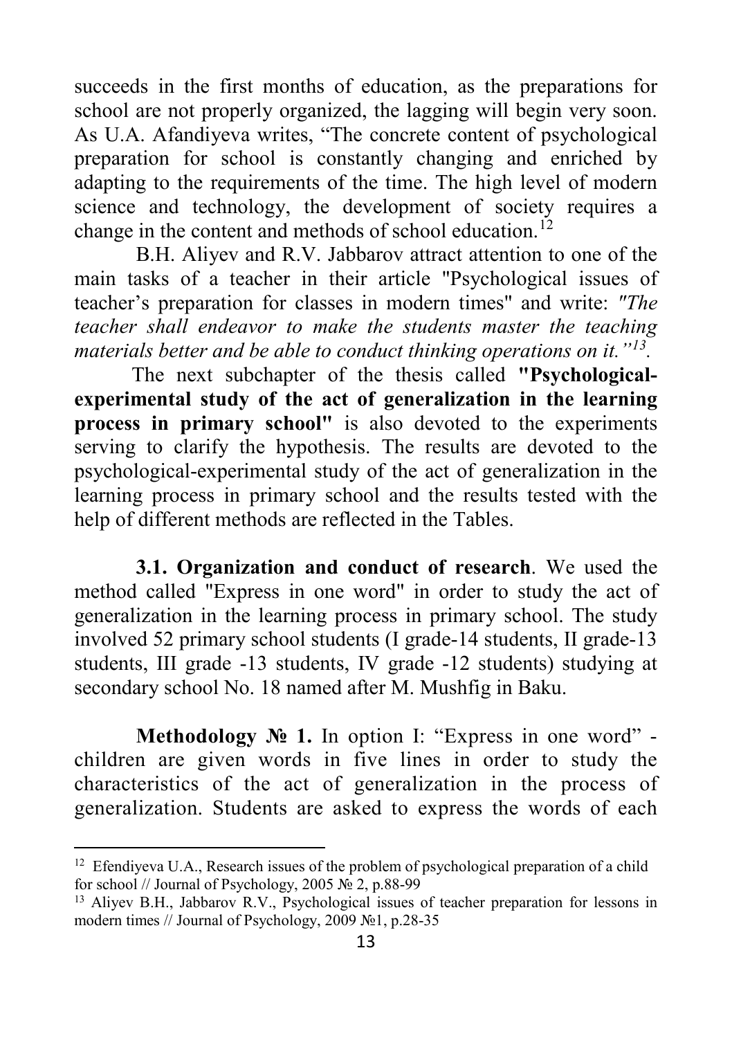succeeds in the first months of education, as the preparations for school are not properly organized, the lagging will begin very soon. As U.A. Afandiyeva writes, "The concrete content of psychological preparation for school is constantly changing and enriched by adapting to the requirements of the time. The high level of modern science and technology, the development of society requires a change in the content and methods of school education.[12]

B.H. Aliyev and R.V. Jabbarov attract attention to one of the main tasks of a teacher in their article "Psychological issues of teacher's preparation for classes in modern times" and write: *"The teacher shall endeavor to make the students master the teaching materials better and be able to conduct thinking operations on it."[13].*

The next subchapter of the thesis called **"Psychological-experimental study of the act of generalization in the learning process in primary school"** is also devoted to the experiments serving to clarify the hypothesis. The results are devoted to the psychological-experimental study of the act of generalization in the learning process in primary school and the results tested with the help of different methods are reflected in the Tables.

**3.1. Organization and conduct of research**. We used the method called "Express in one word" in order to study the act of generalization in the learning process in primary school. The study involved 52 primary school students (I grade-14 students, II grade-13 students, III grade -13 students, IV grade -12 students) studying at secondary school No. 18 named after M. Mushfig in Baku.

**Methodology № 1.** In option I: "Express in one word" - children are given words in five lines in order to study the characteristics of the act of generalization in the process of generalization. Students are asked to express the words of each

---

[12] Efendiyeva U.A., Research issues of the problem of psychological preparation of a child for school // Journal of Psychology, 2005 № 2, p.88-99

[13] Aliyev B.H., Jabbarov R.V., Psychological issues of teacher preparation for lessons in modern times // Journal of Psychology, 2009 №1, p.28-35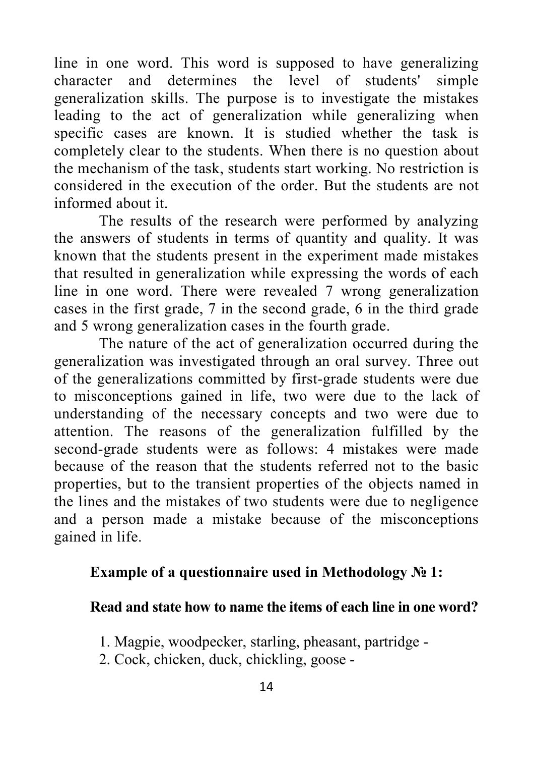line in one word. This word is supposed to have generalizing character and determines the level of students' simple generalization skills. The purpose is to investigate the mistakes leading to the act of generalization while generalizing when specific cases are known. It is studied whether the task is completely clear to the students. When there is no question about the mechanism of the task, students start working. No restriction is considered in the execution of the order. But the students are not informed about it.

The results of the research were performed by analyzing the answers of students in terms of quantity and quality. It was known that the students present in the experiment made mistakes that resulted in generalization while expressing the words of each line in one word. There were revealed 7 wrong generalization cases in the first grade, 7 in the second grade, 6 in the third grade and 5 wrong generalization cases in the fourth grade.

The nature of the act of generalization occurred during the generalization was investigated through an oral survey. Three out of the generalizations committed by first-grade students were due to misconceptions gained in life, two were due to the lack of understanding of the necessary concepts and two were due to attention. The reasons of the generalization fulfilled by the second-grade students were as follows: 4 mistakes were made because of the reason that the students referred not to the basic properties, but to the transient properties of the objects named in the lines and the mistakes of two students were due to negligence and a person made a mistake because of the misconceptions gained in life.

**Example of a questionnaire used in Methodology № 1:**

**Read and state how to name the items of each line in one word?**

1. Magpie, woodpecker, starling, pheasant, partridge -
2. Cock, chicken, duck, chickling, goose -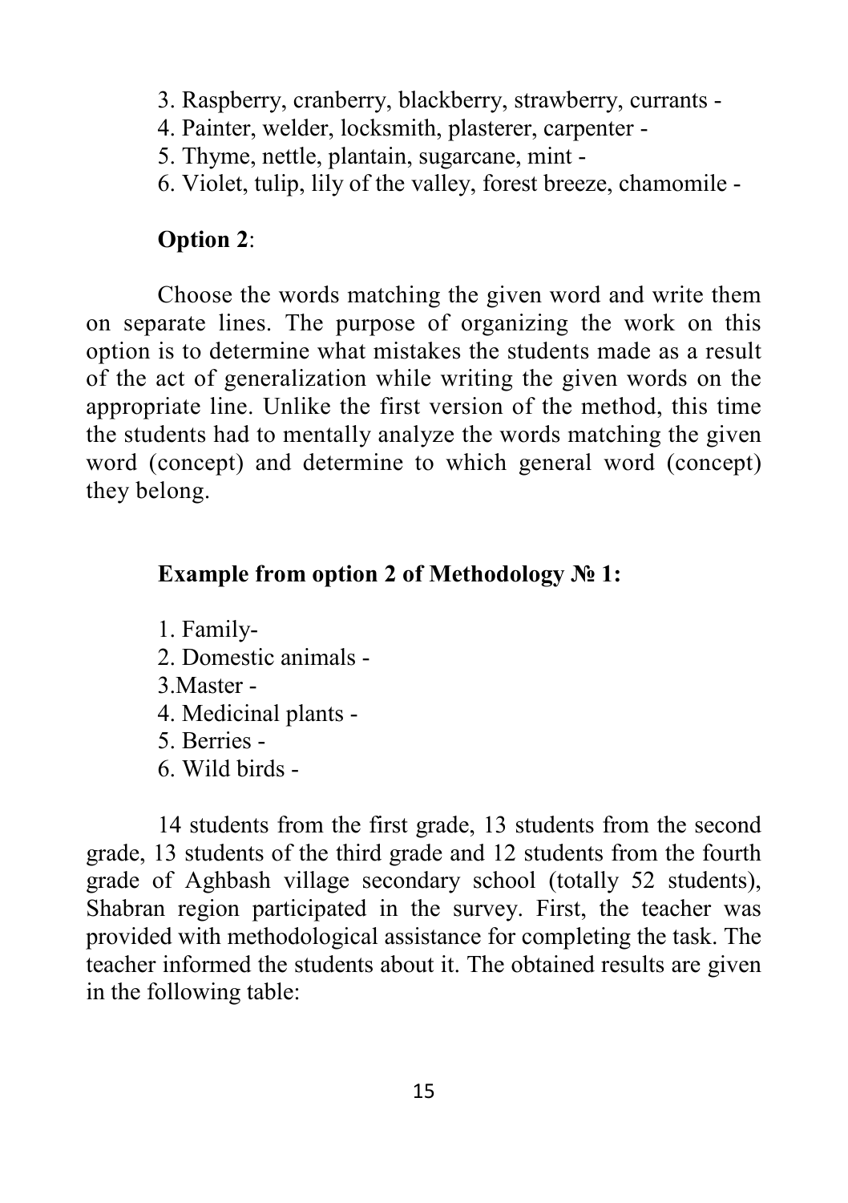3. Raspberry, cranberry, blackberry, strawberry, currants -
4. Painter, welder, locksmith, plasterer, carpenter -
5. Thyme, nettle, plantain, sugarcane, mint -
6. Violet, tulip, lily of the valley, forest breeze, chamomile -

**Option 2**:

Choose the words matching the given word and write them on separate lines. The purpose of organizing the work on this option is to determine what mistakes the students made as a result of the act of generalization while writing the given words on the appropriate line. Unlike the first version of the method, this time the students had to mentally analyze the words matching the given word (concept) and determine to which general word (concept) they belong.

**Example from option 2 of Methodology № 1:**

1. Family-
2. Domestic animals -
3. Master -
4. Medicinal plants -
5. Berries -
6. Wild birds -

14 students from the first grade, 13 students from the second grade, 13 students of the third grade and 12 students from the fourth grade of Aghbash village secondary school (totally 52 students), Shabran region participated in the survey. First, the teacher was provided with methodological assistance for completing the task. The teacher informed the students about it. The obtained results are given in the following table: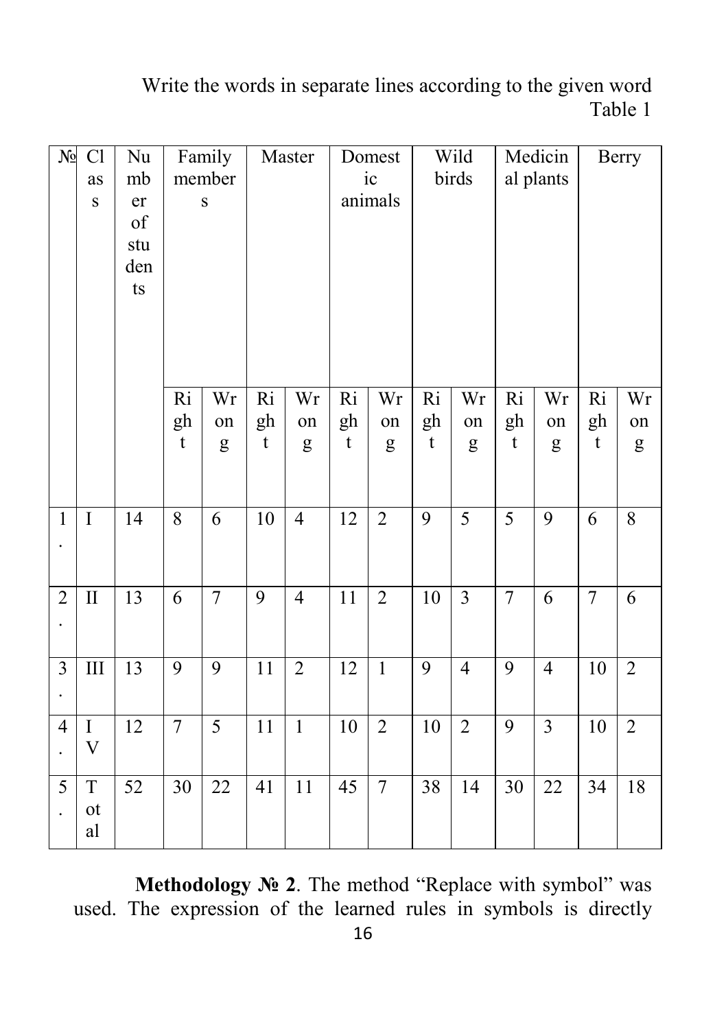Write the words in separate lines according to the given word

Table 1

| № | Class | Number of students | Family members | | Master | | Domestic animals | | Wild birds | | Medicinal plants | | Berry | |
|---|---|---|---|---|---|---|---|---|---|---|---|---|---|---|
| | | | Right | Wrong | Right | Wrong | Right | Wrong | Right | Wrong | Right | Wrong | Right | Wrong |
| 1. | I | 14 | 8 | 6 | 10 | 4 | 12 | 2 | 9 | 5 | 5 | 9 | 6 | 8 |
| 2. | II | 13 | 6 | 7 | 9 | 4 | 11 | 2 | 10 | 3 | 7 | 6 | 7 | 6 |
| 3. | III | 13 | 9 | 9 | 11 | 2 | 12 | 1 | 9 | 4 | 9 | 4 | 10 | 2 |
| 4. | IV | 12 | 7 | 5 | 11 | 1 | 10 | 2 | 10 | 2 | 9 | 3 | 10 | 2 |
| 5. | Total | 52 | 30 | 22 | 41 | 11 | 45 | 7 | 38 | 14 | 30 | 22 | 34 | 18 |

**Methodology № 2**. The method "Replace with symbol" was used. The expression of the learned rules in symbols is directly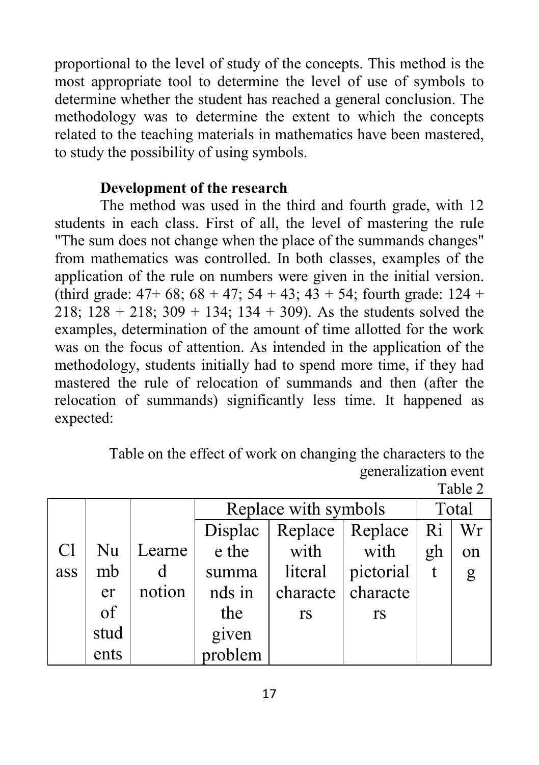proportional to the level of study of the concepts. This method is the most appropriate tool to determine the level of use of symbols to determine whether the student has reached a general conclusion. The methodology was to determine the extent to which the concepts related to the teaching materials in mathematics have been mastered, to study the possibility of using symbols.

**Development of the research**

The method was used in the third and fourth grade, with 12 students in each class. First of all, the level of mastering the rule "The sum does not change when the place of the summands changes" from mathematics was controlled. In both classes, examples of the application of the rule on numbers were given in the initial version. (third grade: 47+ 68; 68 + 47; 54 + 43; 43 + 54; fourth grade: 124 + 218; 128 + 218; 309 + 134; 134 + 309). As the students solved the examples, determination of the amount of time allotted for the work was on the focus of attention. As intended in the application of the methodology, students initially had to spend more time, if they had mastered the rule of relocation of summands and then (after the relocation of summands) significantly less time. It happened as expected:

Table on the effect of work on changing the characters to the generalization event

Table 2

| Class | Number of students | Learned notion | Replace with symbols | | | Total | |
|---|---|---|---|---|---|---|---|
| | | | Displace the summands in the given problem | Replace with literal characters | Replace with pictorial characters | Right | Wrong |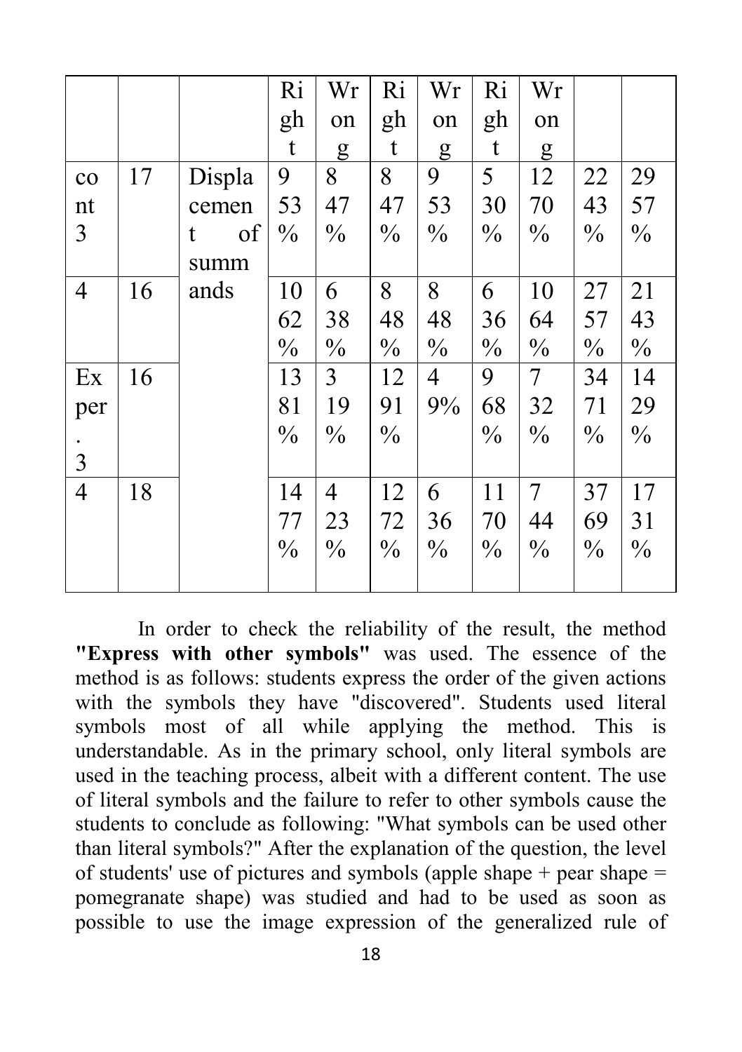| | | | Right | Wrong | Right | Wrong | Right | Wrong | | |
|---|---|---|---|---|---|---|---|---|---|---|
| cont 3 | 17 | Displacement of summands | 9 53% | 8 47% | 8 47% | 9 53% | 5 30% | 12 70% | 22 43% | 29 57% |
| 4 | 16 | | 10 62% | 6 38% | 8 48% | 8 48% | 6 36% | 10 64% | 27 57% | 21 43% |
| Exper. 3 | 16 | | 13 81% | 3 19% | 12 91% | 4 9% | 9 68% | 7 32% | 34 71% | 14 29% |
| 4 | 18 | | 14 77% | 4 23% | 12 72% | 6 36% | 11 70% | 7 44% | 37 69% | 17 31% |

In order to check the reliability of the result, the method **"Express with other symbols"** was used. The essence of the method is as follows: students express the order of the given actions with the symbols they have "discovered". Students used literal symbols most of all while applying the method. This is understandable. As in the primary school, only literal symbols are used in the teaching process, albeit with a different content. The use of literal symbols and the failure to refer to other symbols cause the students to conclude as following: "What symbols can be used other than literal symbols?" After the explanation of the question, the level of students' use of pictures and symbols (apple shape + pear shape = pomegranate shape) was studied and had to be used as soon as possible to use the image expression of the generalized rule of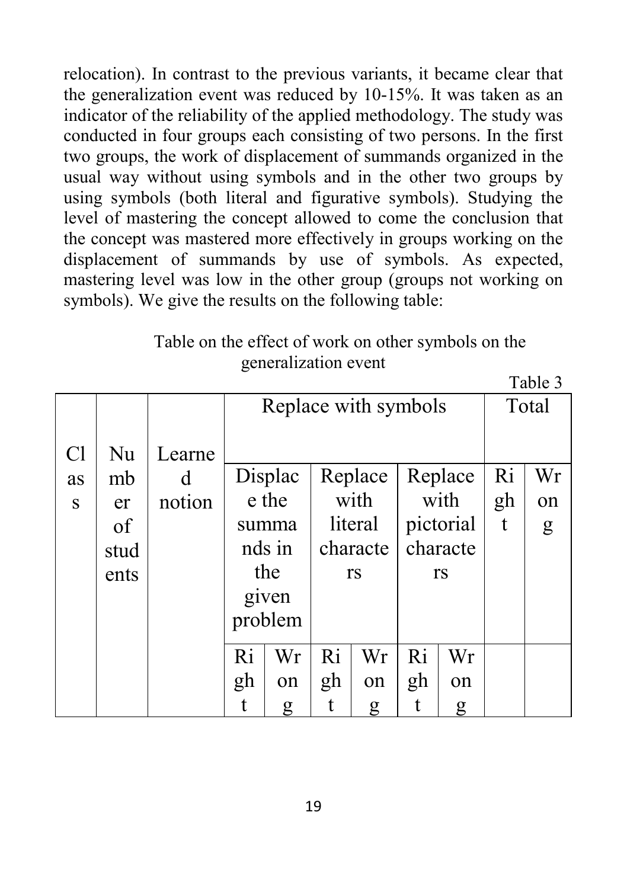relocation). In contrast to the previous variants, it became clear that the generalization event was reduced by 10-15%. It was taken as an indicator of the reliability of the applied methodology. The study was conducted in four groups each consisting of two persons. In the first two groups, the work of displacement of summands organized in the usual way without using symbols and in the other two groups by using symbols (both literal and figurative symbols). Studying the level of mastering the concept allowed to come the conclusion that the concept was mastered more effectively in groups working on the displacement of summands by use of symbols. As expected, mastering level was low in the other group (groups not working on symbols). We give the results on the following table:

Table on the effect of work on other symbols on the generalization event

Table 3

| Class | Number of students | Learned notion | Replace with symbols | | | | | | Total | |
|---|---|---|---|---|---|---|---|---|---|---|
| | | | Displace the summands in the given problem | | Replace with literal characters | | Replace with pictorial characters | | Right | Wrong |
| | | | Right | Wrong | Right | Wrong | Right | Wrong | | |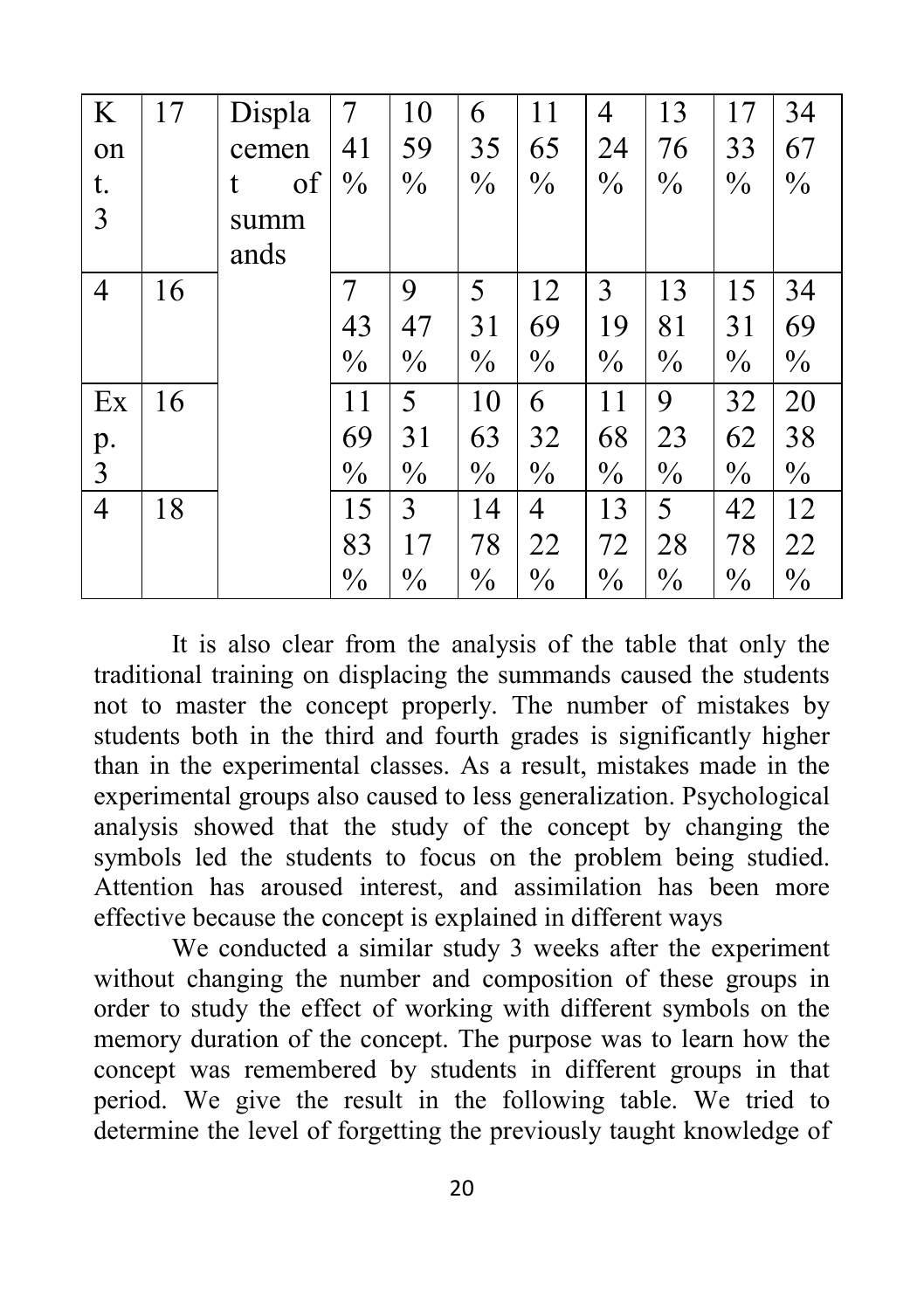| Kont. 3 | 17 | Displacement of summands | 7 41 % | 10 59 % | 6 35 % | 11 65 % | 4 24 % | 13 76 % | 17 33 % | 34 67 % |
|---|---|---|---|---|---|---|---|---|---|---|
| 4 | 16 | | 7 43 % | 9 47 % | 5 31 % | 12 69 % | 3 19 % | 13 81 % | 15 31 % | 34 69 % |
| Exp. 3 | 16 | | 11 69 % | 5 31 % | 10 63 % | 6 32 % | 11 68 % | 9 23 % | 32 62 % | 20 38 % |
| 4 | 18 | | 15 83 % | 3 17 % | 14 78 % | 4 22 % | 13 72 % | 5 28 % | 42 78 % | 12 22 % |

It is also clear from the analysis of the table that only the traditional training on displacing the summands caused the students not to master the concept properly. The number of mistakes by students both in the third and fourth grades is significantly higher than in the experimental classes. As a result, mistakes made in the experimental groups also caused to less generalization. Psychological analysis showed that the study of the concept by changing the symbols led the students to focus on the problem being studied. Attention has aroused interest, and assimilation has been more effective because the concept is explained in different ways

We conducted a similar study 3 weeks after the experiment without changing the number and composition of these groups in order to study the effect of working with different symbols on the memory duration of the concept. The purpose was to learn how the concept was remembered by students in different groups in that period. We give the result in the following table. We tried to determine the level of forgetting the previously taught knowledge of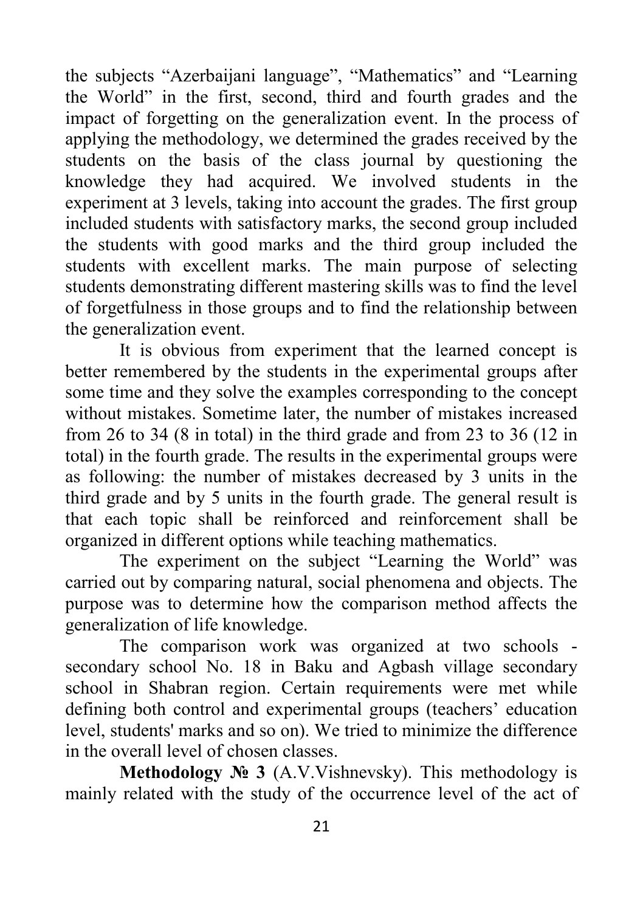the subjects "Azerbaijani language", "Mathematics" and "Learning the World" in the first, second, third and fourth grades and the impact of forgetting on the generalization event. In the process of applying the methodology, we determined the grades received by the students on the basis of the class journal by questioning the knowledge they had acquired. We involved students in the experiment at 3 levels, taking into account the grades. The first group included students with satisfactory marks, the second group included the students with good marks and the third group included the students with excellent marks. The main purpose of selecting students demonstrating different mastering skills was to find the level of forgetfulness in those groups and to find the relationship between the generalization event.

It is obvious from experiment that the learned concept is better remembered by the students in the experimental groups after some time and they solve the examples corresponding to the concept without mistakes. Sometime later, the number of mistakes increased from 26 to 34 (8 in total) in the third grade and from 23 to 36 (12 in total) in the fourth grade. The results in the experimental groups were as following: the number of mistakes decreased by 3 units in the third grade and by 5 units in the fourth grade. The general result is that each topic shall be reinforced and reinforcement shall be organized in different options while teaching mathematics.

The experiment on the subject "Learning the World" was carried out by comparing natural, social phenomena and objects. The purpose was to determine how the comparison method affects the generalization of life knowledge.

The comparison work was organized at two schools - secondary school No. 18 in Baku and Agbash village secondary school in Shabran region. Certain requirements were met while defining both control and experimental groups (teachers' education level, students' marks and so on). We tried to minimize the difference in the overall level of chosen classes.

**Methodology № 3** (A.V.Vishnevsky). This methodology is mainly related with the study of the occurrence level of the act of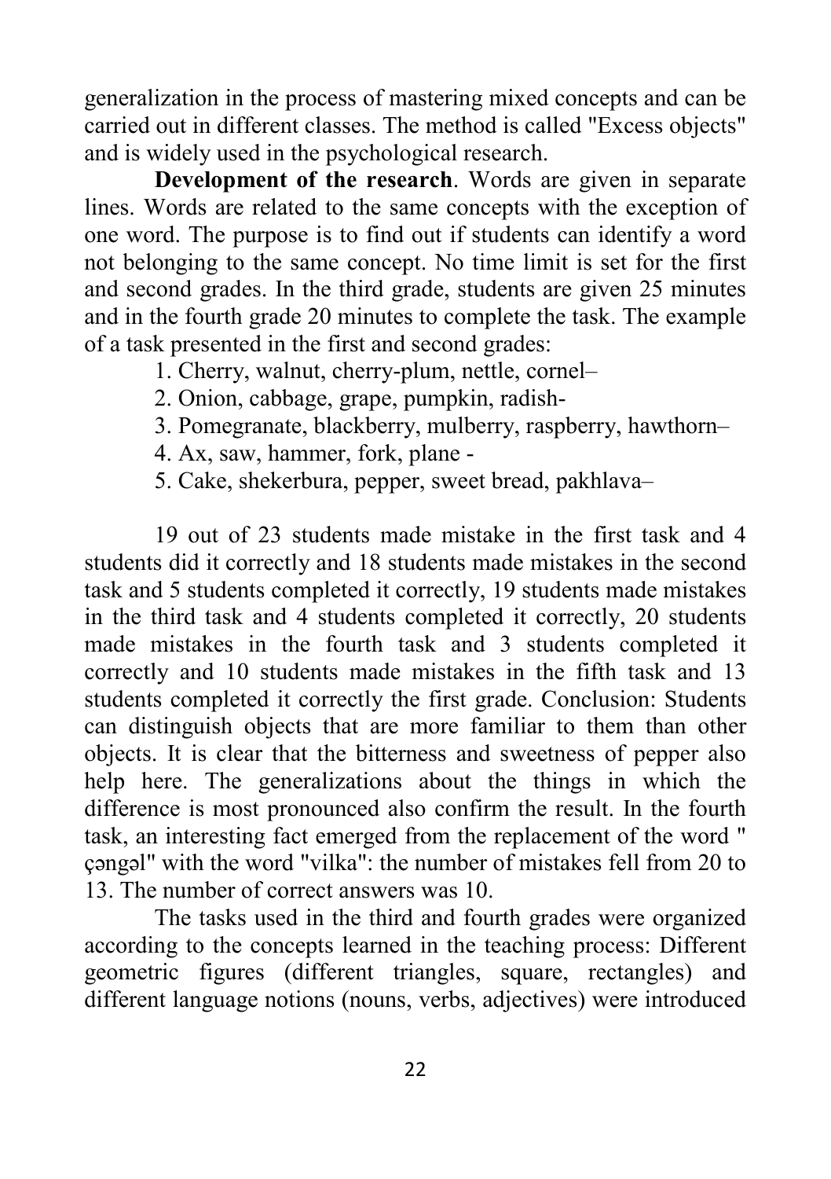generalization in the process of mastering mixed concepts and can be carried out in different classes. The method is called "Excess objects" and is widely used in the psychological research.

**Development of the research**. Words are given in separate lines. Words are related to the same concepts with the exception of one word. The purpose is to find out if students can identify a word not belonging to the same concept. No time limit is set for the first and second grades. In the third grade, students are given 25 minutes and in the fourth grade 20 minutes to complete the task. The example of a task presented in the first and second grades:

1. Cherry, walnut, cherry-plum, nettle, cornel–
2. Onion, cabbage, grape, pumpkin, radish-
3. Pomegranate, blackberry, mulberry, raspberry, hawthorn–
4. Ax, saw, hammer, fork, plane -
5. Cake, shekerbura, pepper, sweet bread, pakhlava–

19 out of 23 students made mistake in the first task and 4 students did it correctly and 18 students made mistakes in the second task and 5 students completed it correctly, 19 students made mistakes in the third task and 4 students completed it correctly, 20 students made mistakes in the fourth task and 3 students completed it correctly and 10 students made mistakes in the fifth task and 13 students completed it correctly the first grade. Conclusion: Students can distinguish objects that are more familiar to them than other objects. It is clear that the bitterness and sweetness of pepper also help here. The generalizations about the things in which the difference is most pronounced also confirm the result. In the fourth task, an interesting fact emerged from the replacement of the word " çəngəl" with the word "vilka": the number of mistakes fell from 20 to 13. The number of correct answers was 10.

The tasks used in the third and fourth grades were organized according to the concepts learned in the teaching process: Different geometric figures (different triangles, square, rectangles) and different language notions (nouns, verbs, adjectives) were introduced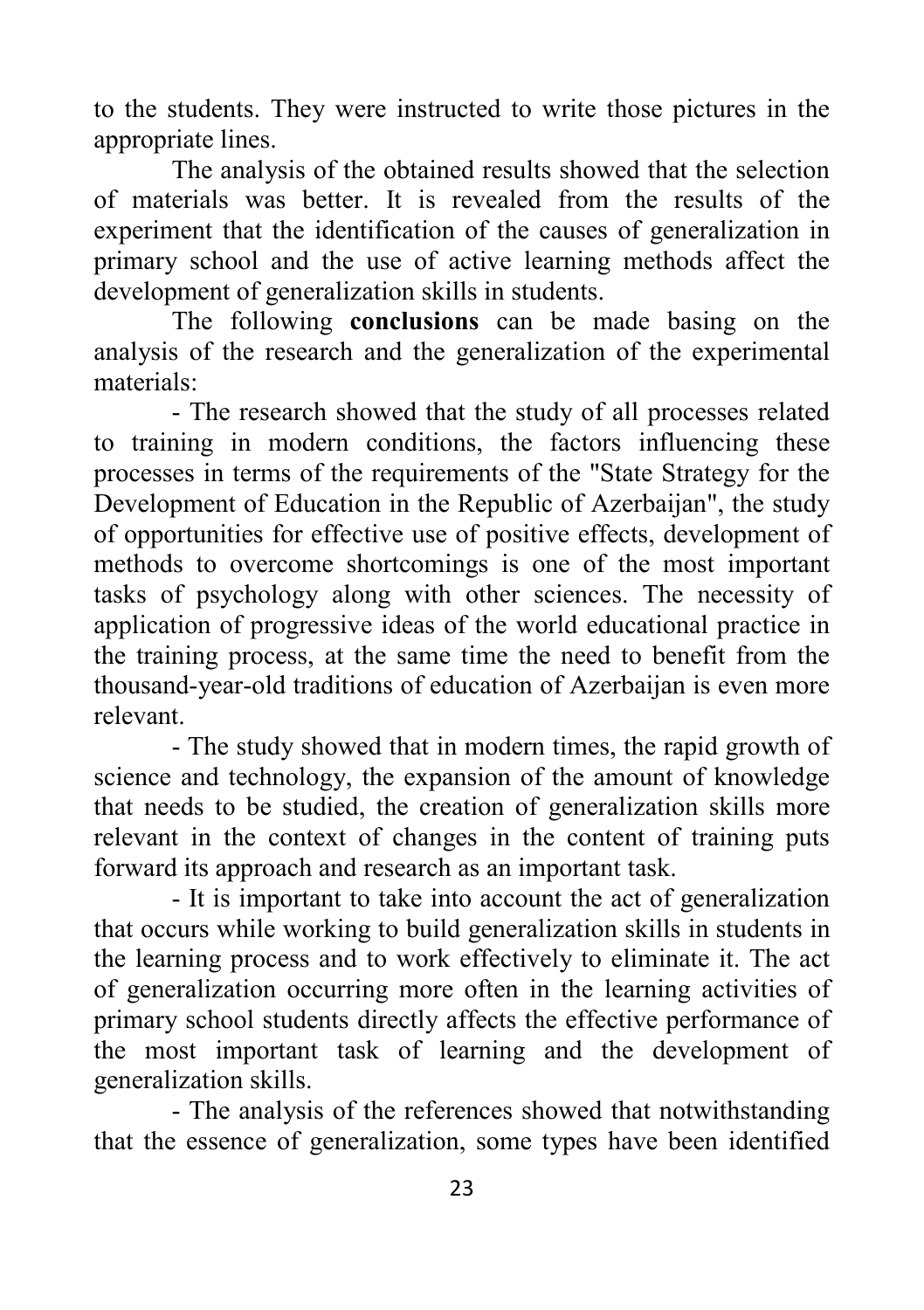to the students. They were instructed to write those pictures in the appropriate lines.

The analysis of the obtained results showed that the selection of materials was better. It is revealed from the results of the experiment that the identification of the causes of generalization in primary school and the use of active learning methods affect the development of generalization skills in students.

The following **conclusions** can be made basing on the analysis of the research and the generalization of the experimental materials:

- The research showed that the study of all processes related to training in modern conditions, the factors influencing these processes in terms of the requirements of the "State Strategy for the Development of Education in the Republic of Azerbaijan", the study of opportunities for effective use of positive effects, development of methods to overcome shortcomings is one of the most important tasks of psychology along with other sciences. The necessity of application of progressive ideas of the world educational practice in the training process, at the same time the need to benefit from the thousand-year-old traditions of education of Azerbaijan is even more relevant.
- The study showed that in modern times, the rapid growth of science and technology, the expansion of the amount of knowledge that needs to be studied, the creation of generalization skills more relevant in the context of changes in the content of training puts forward its approach and research as an important task.
- It is important to take into account the act of generalization that occurs while working to build generalization skills in students in the learning process and to work effectively to eliminate it. The act of generalization occurring more often in the learning activities of primary school students directly affects the effective performance of the most important task of learning and the development of generalization skills.
- The analysis of the references showed that notwithstanding that the essence of generalization, some types have been identified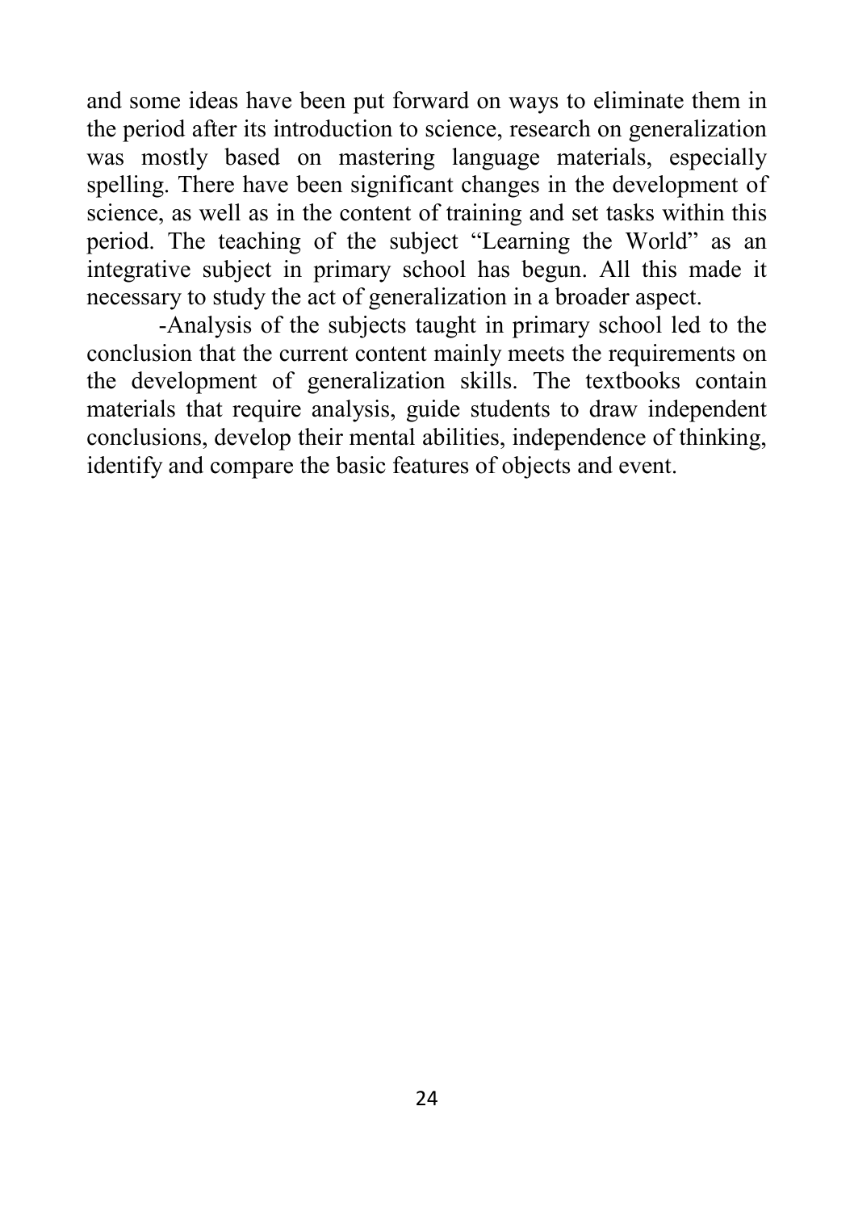and some ideas have been put forward on ways to eliminate them in the period after its introduction to science, research on generalization was mostly based on mastering language materials, especially spelling. There have been significant changes in the development of science, as well as in the content of training and set tasks within this period. The teaching of the subject "Learning the World" as an integrative subject in primary school has begun. All this made it necessary to study the act of generalization in a broader aspect.

-Analysis of the subjects taught in primary school led to the conclusion that the current content mainly meets the requirements on the development of generalization skills. The textbooks contain materials that require analysis, guide students to draw independent conclusions, develop their mental abilities, independence of thinking, identify and compare the basic features of objects and event.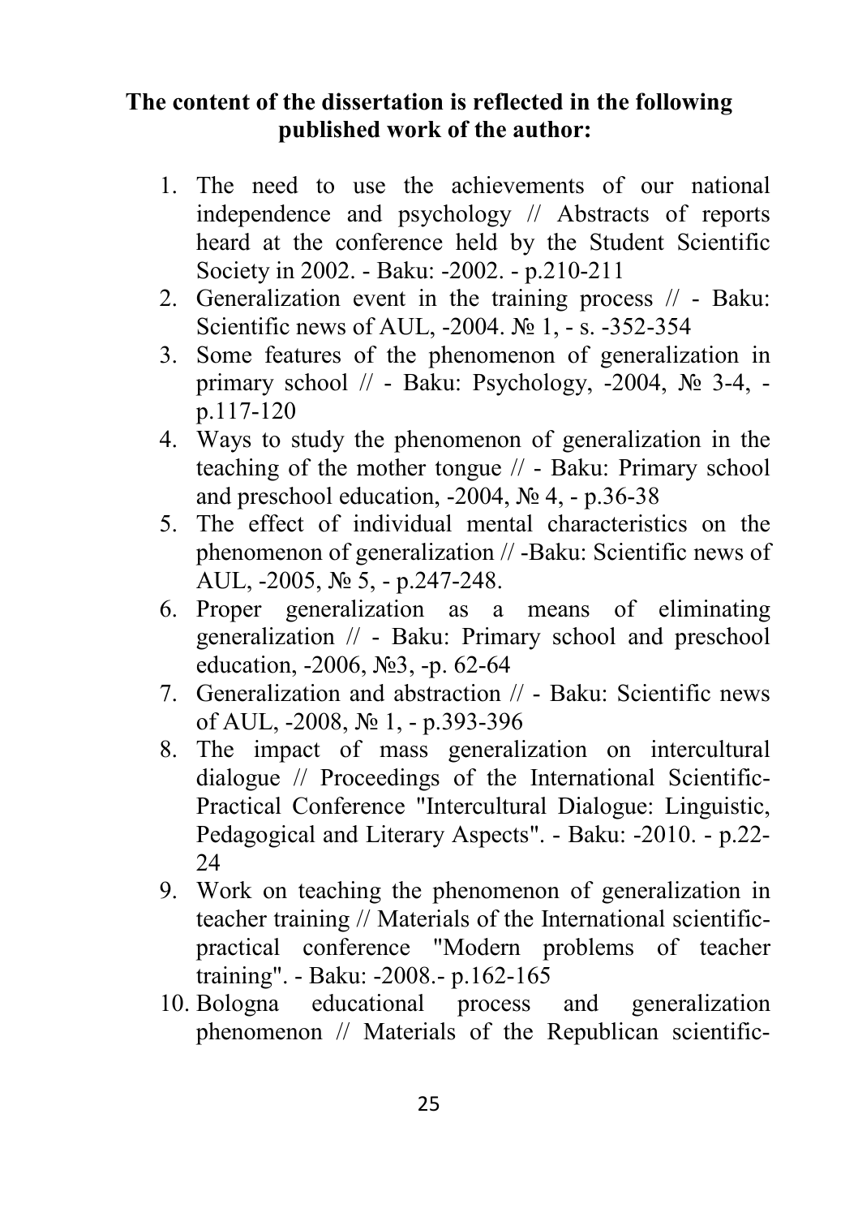**The content of the dissertation is reflected in the following published work of the author:**

1. The need to use the achievements of our national independence and psychology // Abstracts of reports heard at the conference held by the Student Scientific Society in 2002. - Baku: -2002. - p.210-211
2. Generalization event in the training process // - Baku: Scientific news of AUL, -2004. № 1, - s. -352-354
3. Some features of the phenomenon of generalization in primary school // - Baku: Psychology, -2004, № 3-4, - p.117-120
4. Ways to study the phenomenon of generalization in the teaching of the mother tongue // - Baku: Primary school and preschool education, -2004, № 4, - p.36-38
5. The effect of individual mental characteristics on the phenomenon of generalization // -Baku: Scientific news of AUL, -2005, № 5, - p.247-248.
6. Proper generalization as a means of eliminating generalization // - Baku: Primary school and preschool education, -2006, №3, -p. 62-64
7. Generalization and abstraction // - Baku: Scientific news of AUL, -2008, № 1, - p.393-396
8. The impact of mass generalization on intercultural dialogue // Proceedings of the International Scientific-Practical Conference "Intercultural Dialogue: Linguistic, Pedagogical and Literary Aspects". - Baku: -2010. - p.22-24
9. Work on teaching the phenomenon of generalization in teacher training // Materials of the International scientific-practical conference "Modern problems of teacher training". - Baku: -2008.- p.162-165
10. Bologna educational process and generalization phenomenon // Materials of the Republican scientific-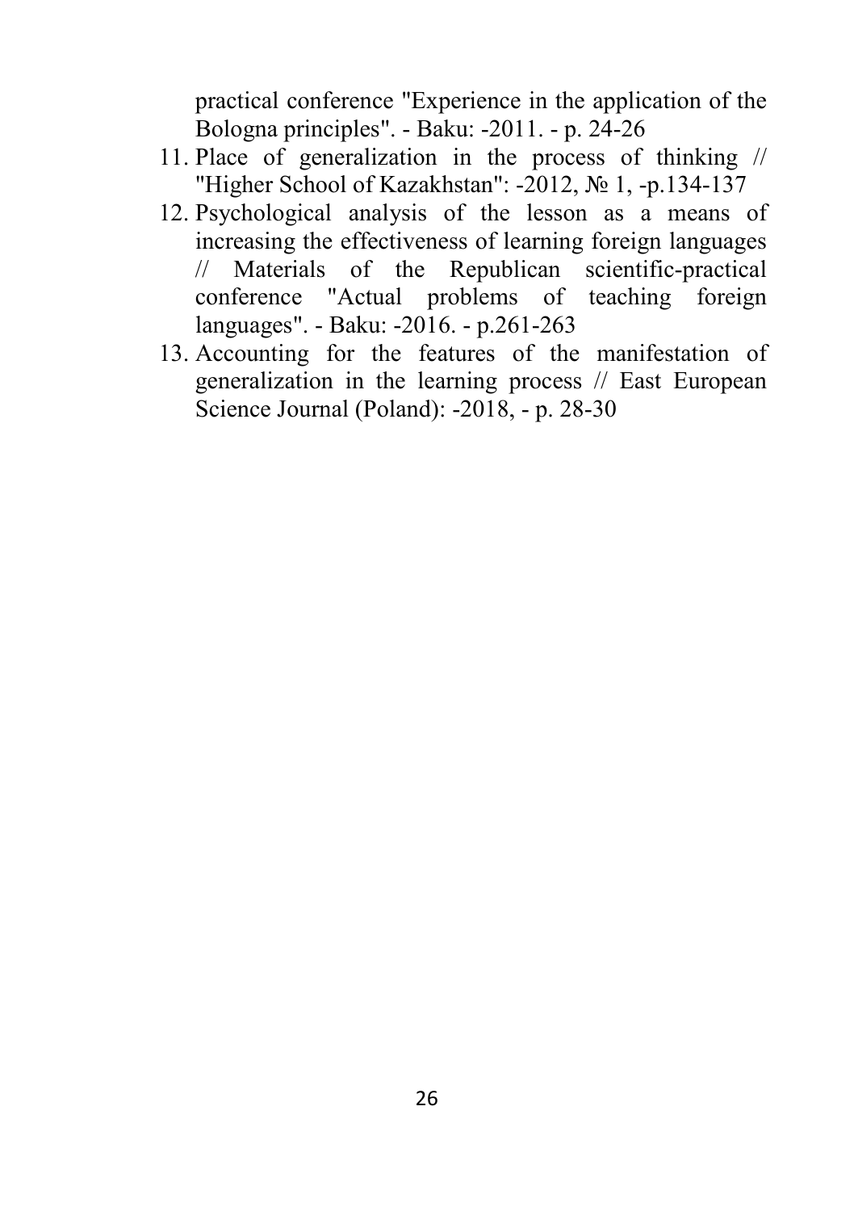practical conference "Experience in the application of the Bologna principles". - Baku: -2011. - p. 24-26

11. Place of generalization in the process of thinking // "Higher School of Kazakhstan": -2012, № 1, -p.134-137
12. Psychological analysis of the lesson as a means of increasing the effectiveness of learning foreign languages // Materials of the Republican scientific-practical conference "Actual problems of teaching foreign languages". - Baku: -2016. - p.261-263
13. Accounting for the features of the manifestation of generalization in the learning process // East European Science Journal (Poland): -2018, - p. 28-30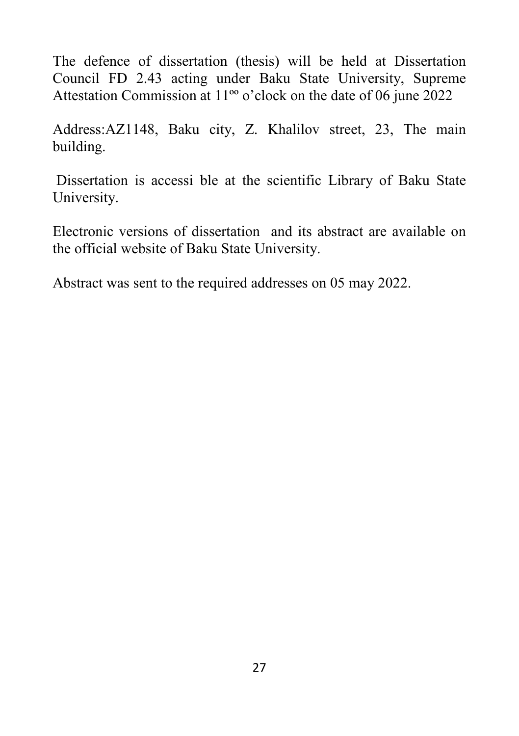The defence of dissertation (thesis) will be held at Dissertation Council FD 2.43 acting under Baku State University, Supreme Attestation Commission at $11^{oo}$ o'clock on the date of 06 june 2022

Address:AZ1148, Baku city, Z. Khalilov street, 23, The main building.

Dissertation is accessi ble at the scientific Library of Baku State University.

Electronic versions of dissertation and its abstract are available on the official website of Baku State University.

Abstract was sent to the required addresses on 05 may 2022.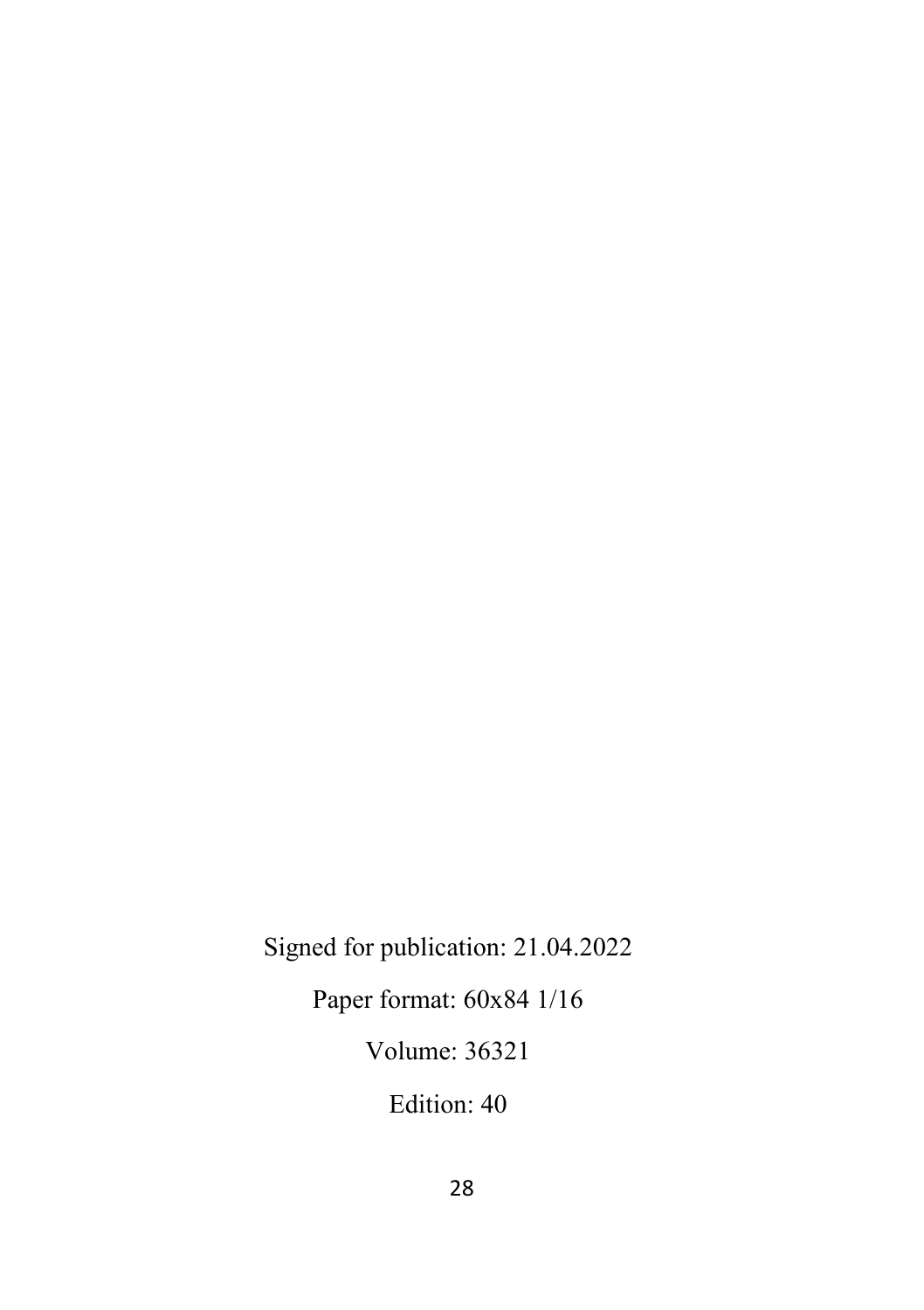Signed for publication: 21.04.2022

Paper format: 60x84 1/16

Volume: 36321

Edition: 40